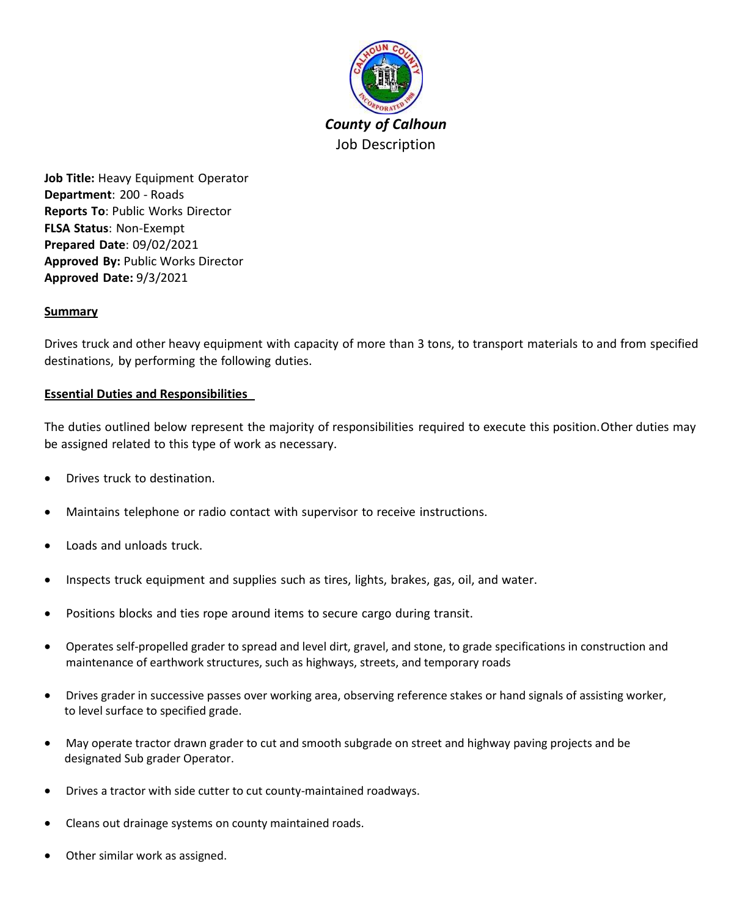# *County of Calhoun*

Job Description

**Job Title:** Heavy Equipment Operator
**Department**: 200 - Roads
**Reports To**: Public Works Director
**FLSA Status**: Non-Exempt
**Prepared Date**: 09/02/2021
**Approved By:** Public Works Director
**Approved Date:** 9/3/2021

## Summary

Drives truck and other heavy equipment with capacity of more than 3 tons, to transport materials to and from specified destinations, by performing the following duties.

## Essential Duties and Responsibilities

The duties outlined below represent the majority of responsibilities required to execute this position. Other duties may be assigned related to this type of work as necessary.

- Drives truck to destination.
- Maintains telephone or radio contact with supervisor to receive instructions.
- Loads and unloads truck.
- Inspects truck equipment and supplies such as tires, lights, brakes, gas, oil, and water.
- Positions blocks and ties rope around items to secure cargo during transit.
- Operates self-propelled grader to spread and level dirt, gravel, and stone, to grade specifications in construction and maintenance of earthwork structures, such as highways, streets, and temporary roads
- Drives grader in successive passes over working area, observing reference stakes or hand signals of assisting worker, to level surface to specified grade.
- May operate tractor drawn grader to cut and smooth subgrade on street and highway paving projects and be designated Sub grader Operator.
- Drives a tractor with side cutter to cut county-maintained roadways.
- Cleans out drainage systems on county maintained roads.
- Other similar work as assigned.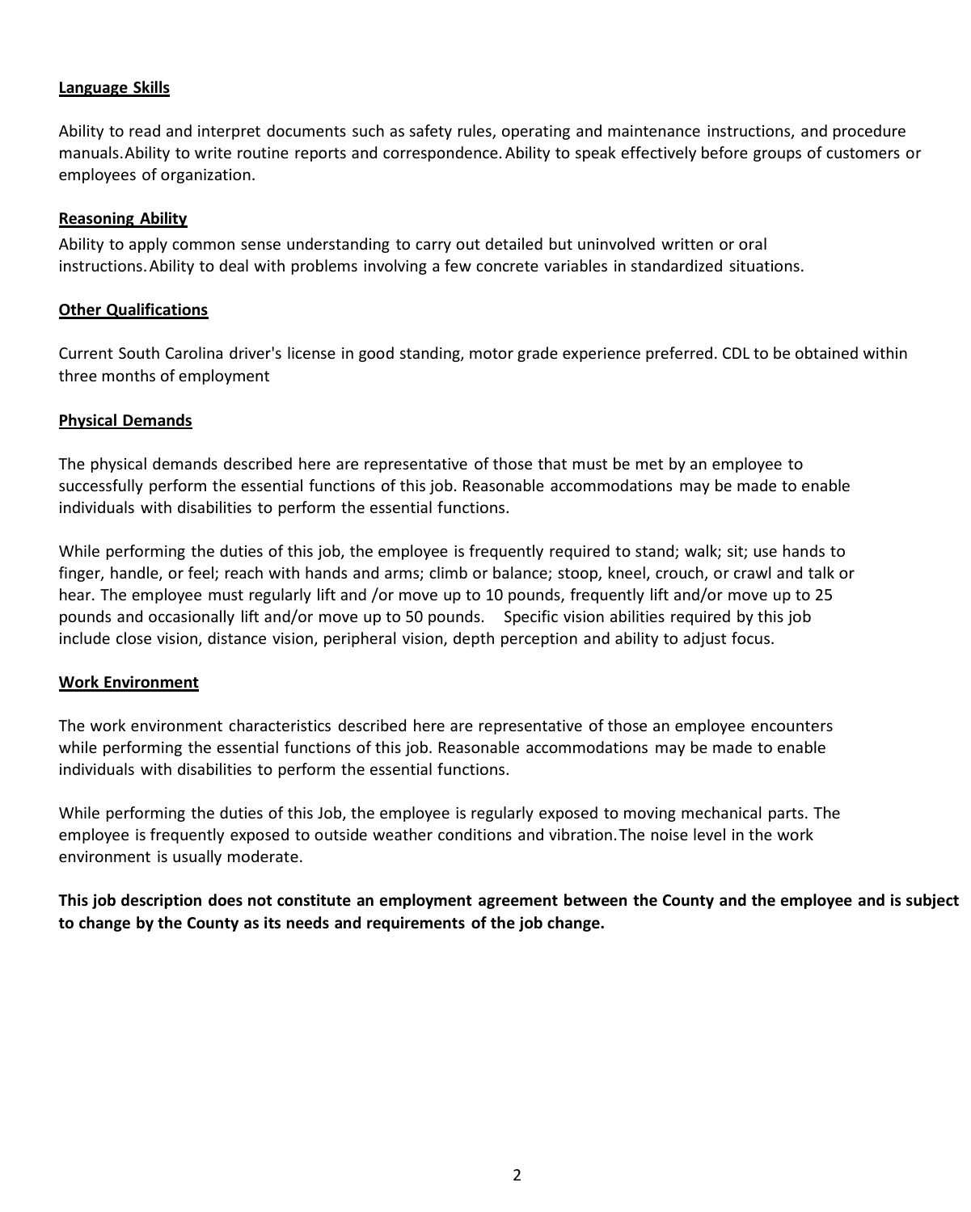**Language Skills**

Ability to read and interpret documents such as safety rules, operating and maintenance instructions, and procedure manuals. Ability to write routine reports and correspondence. Ability to speak effectively before groups of customers or employees of organization.

**Reasoning Ability**

Ability to apply common sense understanding to carry out detailed but uninvolved written or oral instructions. Ability to deal with problems involving a few concrete variables in standardized situations.

**Other Qualifications**

Current South Carolina driver's license in good standing, motor grade experience preferred. CDL to be obtained within three months of employment

**Physical Demands**

The physical demands described here are representative of those that must be met by an employee to successfully perform the essential functions of this job. Reasonable accommodations may be made to enable individuals with disabilities to perform the essential functions.

While performing the duties of this job, the employee is frequently required to stand; walk; sit; use hands to finger, handle, or feel; reach with hands and arms; climb or balance; stoop, kneel, crouch, or crawl and talk or hear. The employee must regularly lift and /or move up to 10 pounds, frequently lift and/or move up to 25 pounds and occasionally lift and/or move up to 50 pounds. Specific vision abilities required by this job include close vision, distance vision, peripheral vision, depth perception and ability to adjust focus.

**Work Environment**

The work environment characteristics described here are representative of those an employee encounters while performing the essential functions of this job. Reasonable accommodations may be made to enable individuals with disabilities to perform the essential functions.

While performing the duties of this Job, the employee is regularly exposed to moving mechanical parts. The employee is frequently exposed to outside weather conditions and vibration. The noise level in the work environment is usually moderate.

**This job description does not constitute an employment agreement between the County and the employee and is subject to change by the County as its needs and requirements of the job change.**